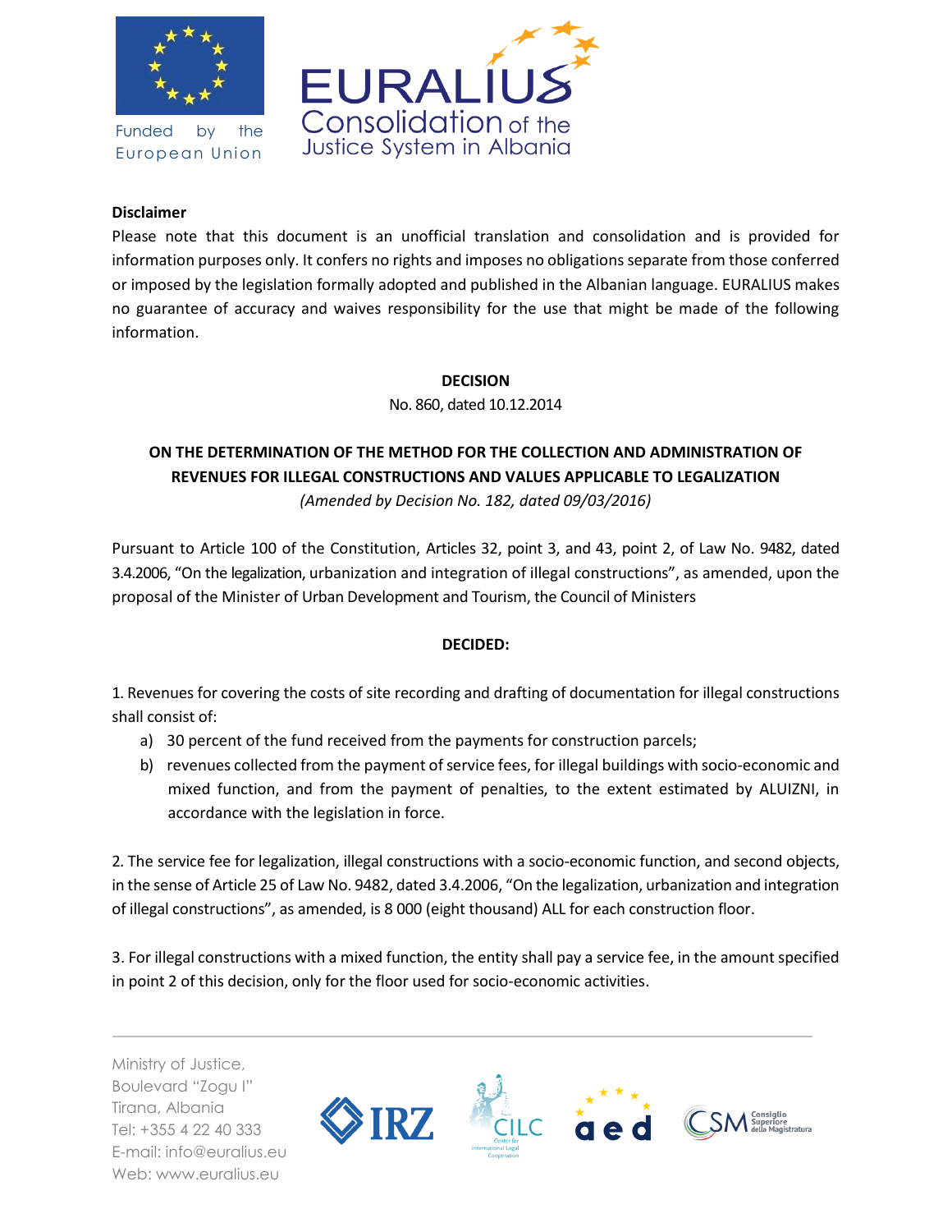**Disclaimer**

Please note that this document is an unofficial translation and consolidation and is provided for information purposes only. It confers no rights and imposes no obligations separate from those conferred or imposed by the legislation formally adopted and published in the Albanian language. EURALIUS makes no guarantee of accuracy and waives responsibility for the use that might be made of the following information.

**DECISION**

No. 860, dated 10.12.2014

**ON THE DETERMINATION OF THE METHOD FOR THE COLLECTION AND ADMINISTRATION OF REVENUES FOR ILLEGAL CONSTRUCTIONS AND VALUES APPLICABLE TO LEGALIZATION**

*(Amended by Decision No. 182, dated 09/03/2016)*

Pursuant to Article 100 of the Constitution, Articles 32, point 3, and 43, point 2, of Law No. 9482, dated 3.4.2006, "On the legalization, urbanization and integration of illegal constructions", as amended, upon the proposal of the Minister of Urban Development and Tourism, the Council of Ministers

**DECIDED:**

1. Revenues for covering the costs of site recording and drafting of documentation for illegal constructions shall consist of:

   a) 30 percent of the fund received from the payments for construction parcels;

   b) revenues collected from the payment of service fees, for illegal buildings with socio-economic and mixed function, and from the payment of penalties, to the extent estimated by ALUIZNI, in accordance with the legislation in force.

2. The service fee for legalization, illegal constructions with a socio-economic function, and second objects, in the sense of Article 25 of Law No. 9482, dated 3.4.2006, "On the legalization, urbanization and integration of illegal constructions", as amended, is 8 000 (eight thousand) ALL for each construction floor.

3. For illegal constructions with a mixed function, the entity shall pay a service fee, in the amount specified in point 2 of this decision, only for the floor used for socio-economic activities.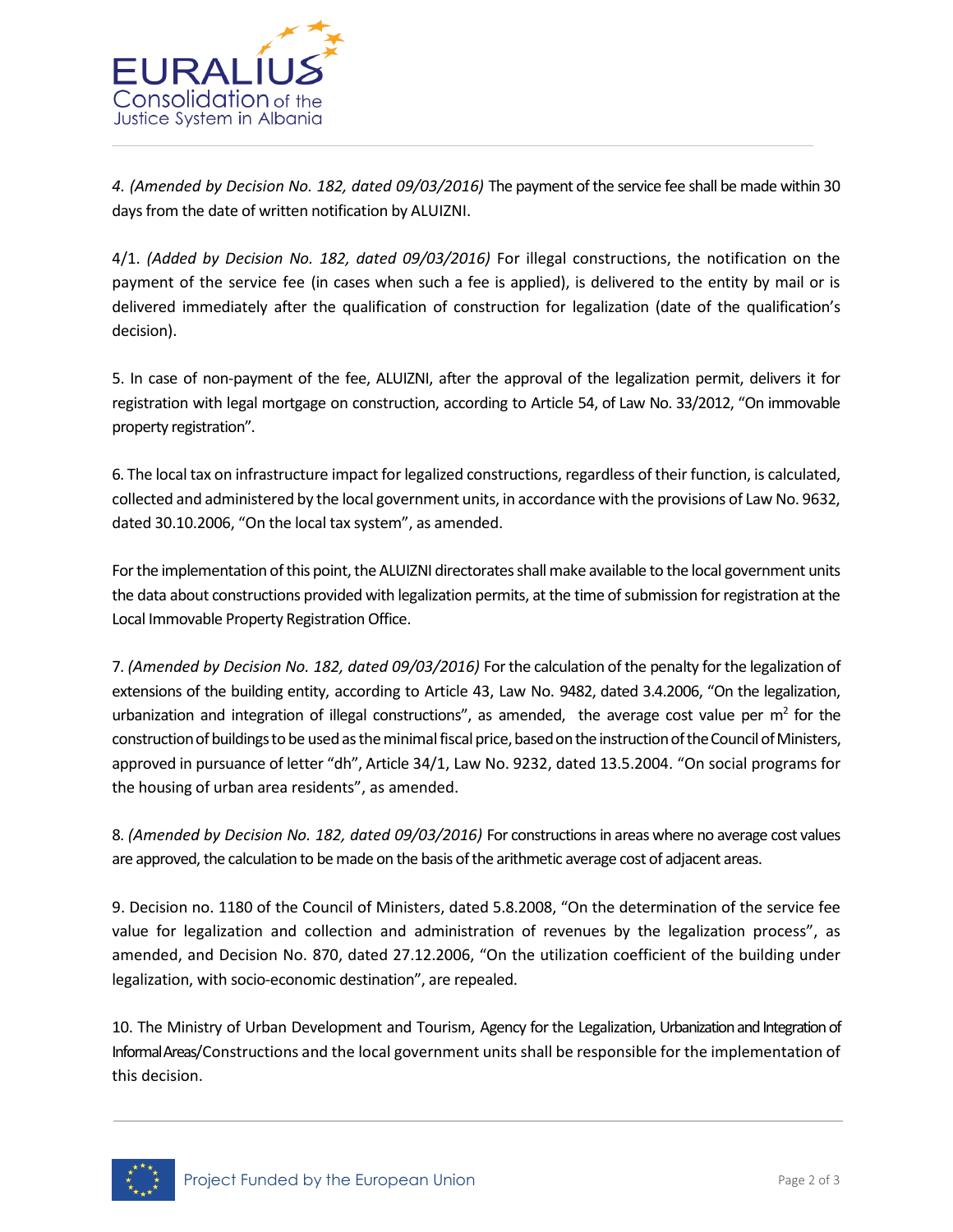4. *(Amended by Decision No. 182, dated 09/03/2016)* The payment of the service fee shall be made within 30 days from the date of written notification by ALUIZNI.

4/1. *(Added by Decision No. 182, dated 09/03/2016)* For illegal constructions, the notification on the payment of the service fee (in cases when such a fee is applied), is delivered to the entity by mail or is delivered immediately after the qualification of construction for legalization (date of the qualification's decision).

5. In case of non-payment of the fee, ALUIZNI, after the approval of the legalization permit, delivers it for registration with legal mortgage on construction, according to Article 54, of Law No. 33/2012, "On immovable property registration".

6. The local tax on infrastructure impact for legalized constructions, regardless of their function, is calculated, collected and administered by the local government units, in accordance with the provisions of Law No. 9632, dated 30.10.2006, "On the local tax system", as amended.

For the implementation of this point, the ALUIZNI directorates shall make available to the local government units the data about constructions provided with legalization permits, at the time of submission for registration at the Local Immovable Property Registration Office.

7. *(Amended by Decision No. 182, dated 09/03/2016)* For the calculation of the penalty for the legalization of extensions of the building entity, according to Article 43, Law No. 9482, dated 3.4.2006, "On the legalization, urbanization and integration of illegal constructions", as amended, the average cost value per $m^2$ for the construction of buildings to be used as the minimal fiscal price, based on the instruction of the Council of Ministers, approved in pursuance of letter "dh", Article 34/1, Law No. 9232, dated 13.5.2004. "On social programs for the housing of urban area residents", as amended.

8. *(Amended by Decision No. 182, dated 09/03/2016)* For constructions in areas where no average cost values are approved, the calculation to be made on the basis of the arithmetic average cost of adjacent areas.

9. Decision no. 1180 of the Council of Ministers, dated 5.8.2008, "On the determination of the service fee value for legalization and collection and administration of revenues by the legalization process", as amended, and Decision No. 870, dated 27.12.2006, "On the utilization coefficient of the building under legalization, with socio-economic destination", are repealed.

10. The Ministry of Urban Development and Tourism, Agency for the Legalization, Urbanization and Integration of Informal Areas/Constructions and the local government units shall be responsible for the implementation of this decision.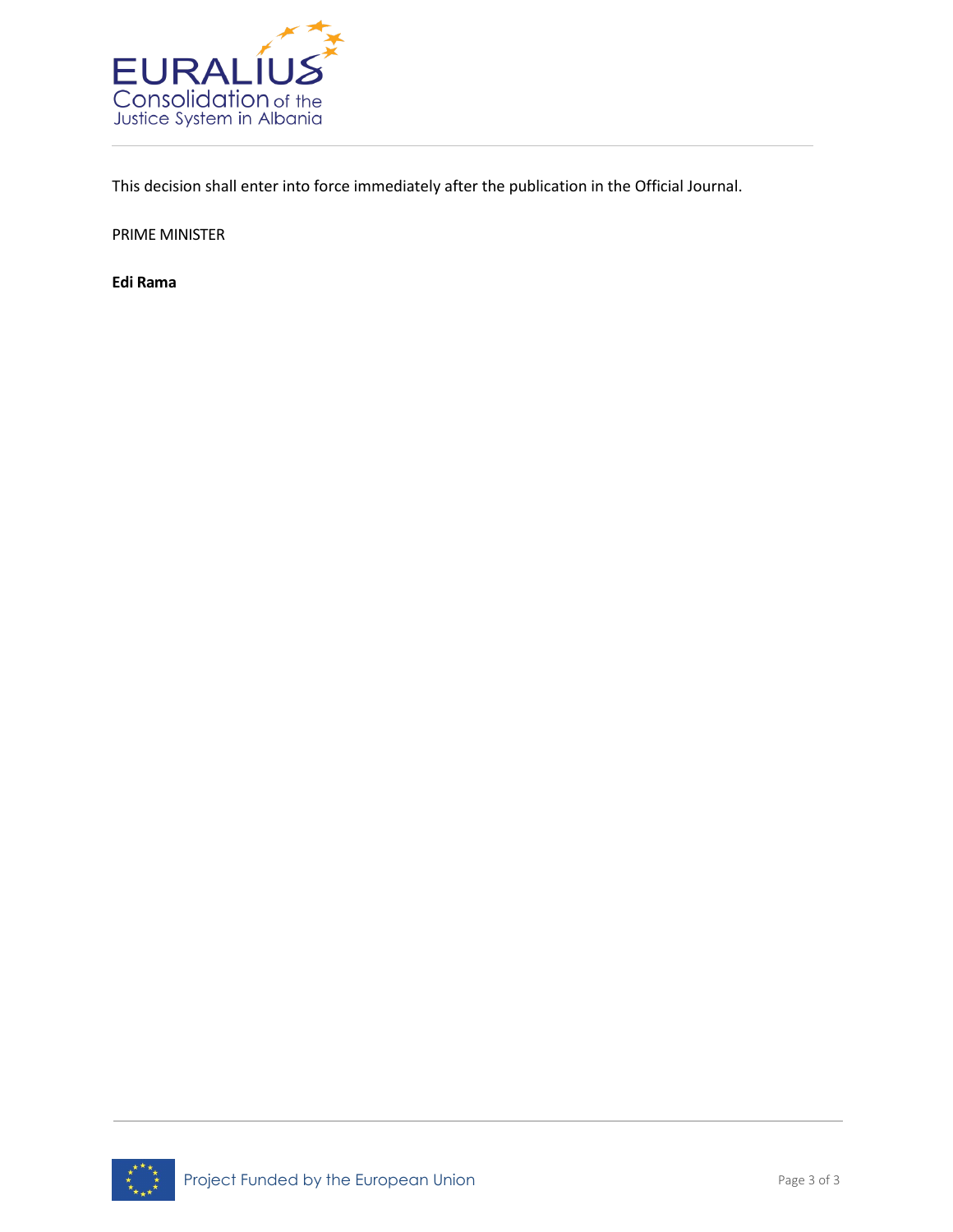This decision shall enter into force immediately after the publication in the Official Journal.

PRIME MINISTER

**Edi Rama**